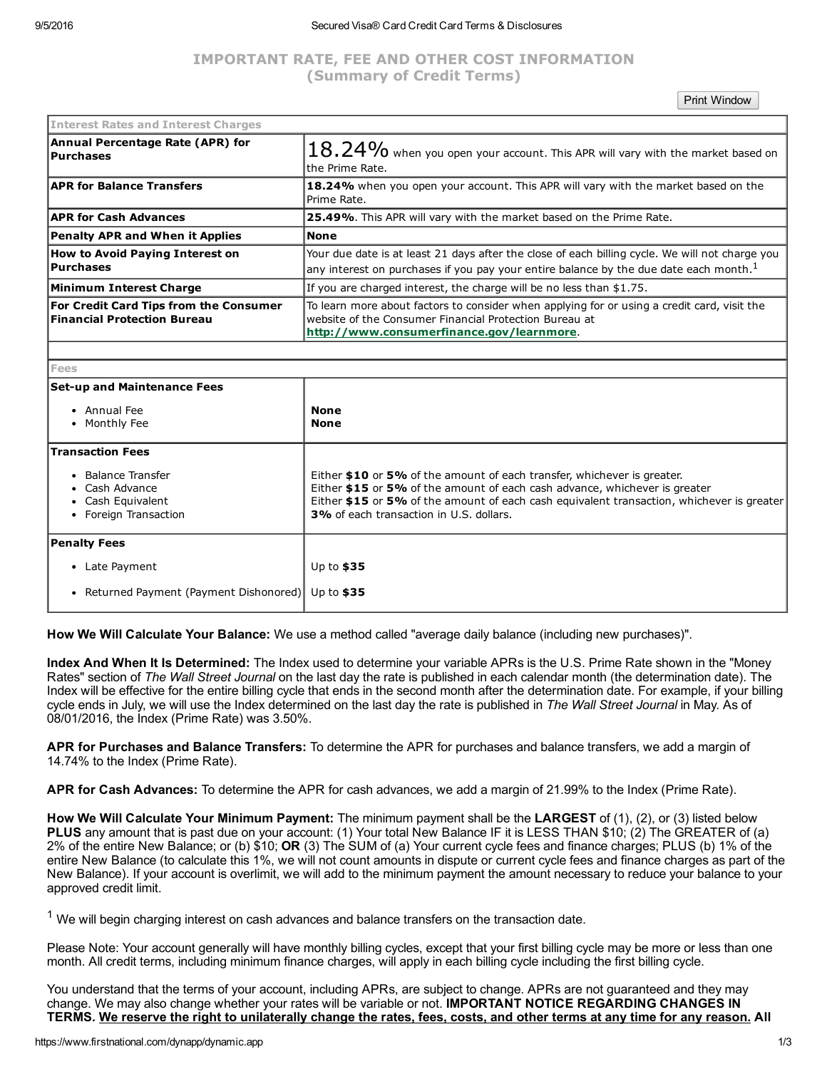# IMPORTANT RATE, FEE AND OTHER COST INFORMATION
## (Summary of Credit Terms)

| Interest Rates and Interest Charges | |
|---|---|
| **Annual Percentage Rate (APR) for Purchases** | 18.24% when you open your account. This APR will vary with the market based on the Prime Rate. |
| **APR for Balance Transfers** | **18.24%** when you open your account. This APR will vary with the market based on the Prime Rate. |
| **APR for Cash Advances** | **25.49%**. This APR will vary with the market based on the Prime Rate. |
| **Penalty APR and When it Applies** | **None** |
| **How to Avoid Paying Interest on Purchases** | Your due date is at least 21 days after the close of each billing cycle. We will not charge you any interest on purchases if you pay your entire balance by the due date each month.[1] |
| **Minimum Interest Charge** | If you are charged interest, the charge will be no less than $1.75. |
| **For Credit Card Tips from the Consumer Financial Protection Bureau** | To learn more about factors to consider when applying for or using a credit card, visit the website of the Consumer Financial Protection Bureau at **http://www.consumerfinance.gov/learnmore**. |
| | |
| **Fees** | |
| **Set-up and Maintenance Fees** | |
| • Annual Fee | **None** |
| • Monthly Fee | **None** |
| **Transaction Fees** | |
| • Balance Transfer | Either **$10** or **5%** of the amount of each transfer, whichever is greater. |
| • Cash Advance | Either **$15** or **5%** of the amount of each cash advance, whichever is greater |
| • Cash Equivalent | Either **$15** or **5%** of the amount of each cash equivalent transaction, whichever is greater |
| • Foreign Transaction | **3%** of each transaction in U.S. dollars. |
| **Penalty Fees** | |
| • Late Payment | Up to **$35** |
| • Returned Payment (Payment Dishonored) | Up to **$35** |

**How We Will Calculate Your Balance:** We use a method called "average daily balance (including new purchases)".

**Index And When It Is Determined:** The Index used to determine your variable APRs is the U.S. Prime Rate shown in the "Money Rates" section of *The Wall Street Journal* on the last day the rate is published in each calendar month (the determination date). The Index will be effective for the entire billing cycle that ends in the second month after the determination date. For example, if your billing cycle ends in July, we will use the Index determined on the last day the rate is published in *The Wall Street Journal* in May. As of 08/01/2016, the Index (Prime Rate) was 3.50%.

**APR for Purchases and Balance Transfers:** To determine the APR for purchases and balance transfers, we add a margin of 14.74% to the Index (Prime Rate).

**APR for Cash Advances:** To determine the APR for cash advances, we add a margin of 21.99% to the Index (Prime Rate).

**How We Will Calculate Your Minimum Payment:** The minimum payment shall be the **LARGEST** of (1), (2), or (3) listed below **PLUS** any amount that is past due on your account: (1) Your total New Balance IF it is LESS THAN $10; (2) The GREATER of (a) 2% of the entire New Balance; or (b) $10; **OR** (3) The SUM of (a) Your current cycle fees and finance charges; PLUS (b) 1% of the entire New Balance (to calculate this 1%, we will not count amounts in dispute or current cycle fees and finance charges as part of the New Balance). If your account is overlimit, we will add to the minimum payment the amount necessary to reduce your balance to your approved credit limit.

[1] We will begin charging interest on cash advances and balance transfers on the transaction date.

Please Note: Your account generally will have monthly billing cycles, except that your first billing cycle may be more or less than one month. All credit terms, including minimum finance charges, will apply in each billing cycle including the first billing cycle.

You understand that the terms of your account, including APRs, are subject to change. APRs are not guaranteed and they may change. We may also change whether your rates will be variable or not. **IMPORTANT NOTICE REGARDING CHANGES IN TERMS. <u>We reserve the right to unilaterally change the rates, fees, costs, and other terms at any time for any reason.</u> All**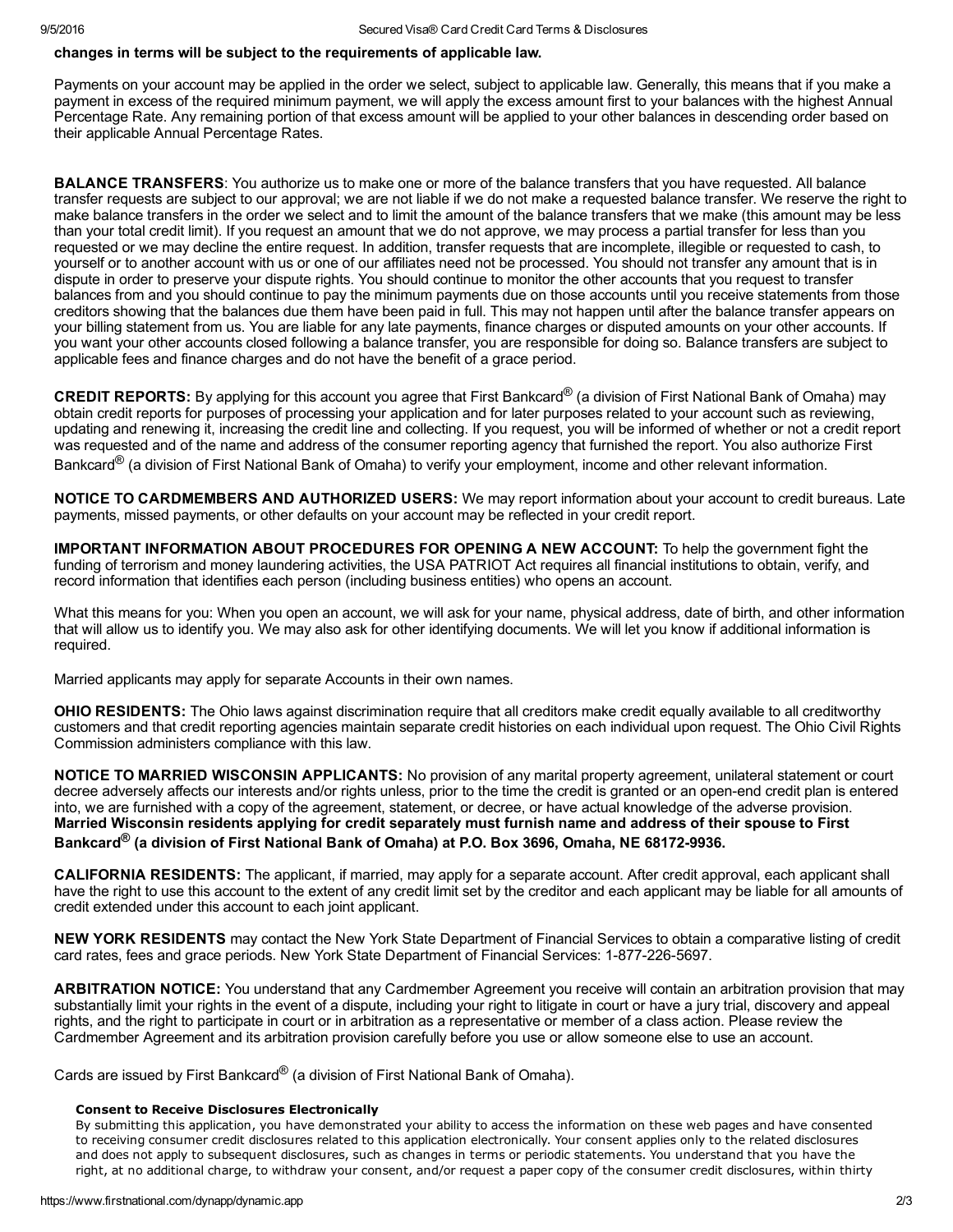**changes in terms will be subject to the requirements of applicable law.**

Payments on your account may be applied in the order we select, subject to applicable law. Generally, this means that if you make a payment in excess of the required minimum payment, we will apply the excess amount first to your balances with the highest Annual Percentage Rate. Any remaining portion of that excess amount will be applied to your other balances in descending order based on their applicable Annual Percentage Rates.

**BALANCE TRANSFERS**: You authorize us to make one or more of the balance transfers that you have requested. All balance transfer requests are subject to our approval; we are not liable if we do not make a requested balance transfer. We reserve the right to make balance transfers in the order we select and to limit the amount of the balance transfers that we make (this amount may be less than your total credit limit). If you request an amount that we do not approve, we may process a partial transfer for less than you requested or we may decline the entire request. In addition, transfer requests that are incomplete, illegible or requested to cash, to yourself or to another account with us or one of our affiliates need not be processed. You should not transfer any amount that is in dispute in order to preserve your dispute rights. You should continue to monitor the other accounts that you request to transfer balances from and you should continue to pay the minimum payments due on those accounts until you receive statements from those creditors showing that the balances due them have been paid in full. This may not happen until after the balance transfer appears on your billing statement from us. You are liable for any late payments, finance charges or disputed amounts on your other accounts. If you want your other accounts closed following a balance transfer, you are responsible for doing so. Balance transfers are subject to applicable fees and finance charges and do not have the benefit of a grace period.

**CREDIT REPORTS:** By applying for this account you agree that First Bankcard® (a division of First National Bank of Omaha) may obtain credit reports for purposes of processing your application and for later purposes related to your account such as reviewing, updating and renewing it, increasing the credit line and collecting. If you request, you will be informed of whether or not a credit report was requested and of the name and address of the consumer reporting agency that furnished the report. You also authorize First Bankcard® (a division of First National Bank of Omaha) to verify your employment, income and other relevant information.

**NOTICE TO CARDMEMBERS AND AUTHORIZED USERS:** We may report information about your account to credit bureaus. Late payments, missed payments, or other defaults on your account may be reflected in your credit report.

**IMPORTANT INFORMATION ABOUT PROCEDURES FOR OPENING A NEW ACCOUNT:** To help the government fight the funding of terrorism and money laundering activities, the USA PATRIOT Act requires all financial institutions to obtain, verify, and record information that identifies each person (including business entities) who opens an account.

What this means for you: When you open an account, we will ask for your name, physical address, date of birth, and other information that will allow us to identify you. We may also ask for other identifying documents. We will let you know if additional information is required.

Married applicants may apply for separate Accounts in their own names.

**OHIO RESIDENTS:** The Ohio laws against discrimination require that all creditors make credit equally available to all creditworthy customers and that credit reporting agencies maintain separate credit histories on each individual upon request. The Ohio Civil Rights Commission administers compliance with this law.

**NOTICE TO MARRIED WISCONSIN APPLICANTS:** No provision of any marital property agreement, unilateral statement or court decree adversely affects our interests and/or rights unless, prior to the time the credit is granted or an open-end credit plan is entered into, we are furnished with a copy of the agreement, statement, or decree, or have actual knowledge of the adverse provision. **Married Wisconsin residents applying for credit separately must furnish name and address of their spouse to First Bankcard® (a division of First National Bank of Omaha) at P.O. Box 3696, Omaha, NE 68172-9936.**

**CALIFORNIA RESIDENTS:** The applicant, if married, may apply for a separate account. After credit approval, each applicant shall have the right to use this account to the extent of any credit limit set by the creditor and each applicant may be liable for all amounts of credit extended under this account to each joint applicant.

**NEW YORK RESIDENTS** may contact the New York State Department of Financial Services to obtain a comparative listing of credit card rates, fees and grace periods. New York State Department of Financial Services: 1-877-226-5697.

**ARBITRATION NOTICE:** You understand that any Cardmember Agreement you receive will contain an arbitration provision that may substantially limit your rights in the event of a dispute, including your right to litigate in court or have a jury trial, discovery and appeal rights, and the right to participate in court or in arbitration as a representative or member of a class action. Please review the Cardmember Agreement and its arbitration provision carefully before you use or allow someone else to use an account.

Cards are issued by First Bankcard® (a division of First National Bank of Omaha).

**Consent to Receive Disclosures Electronically**

By submitting this application, you have demonstrated your ability to access the information on these web pages and have consented to receiving consumer credit disclosures related to this application electronically. Your consent applies only to the related disclosures and does not apply to subsequent disclosures, such as changes in terms or periodic statements. You understand that you have the right, at no additional charge, to withdraw your consent, and/or request a paper copy of the consumer credit disclosures, within thirty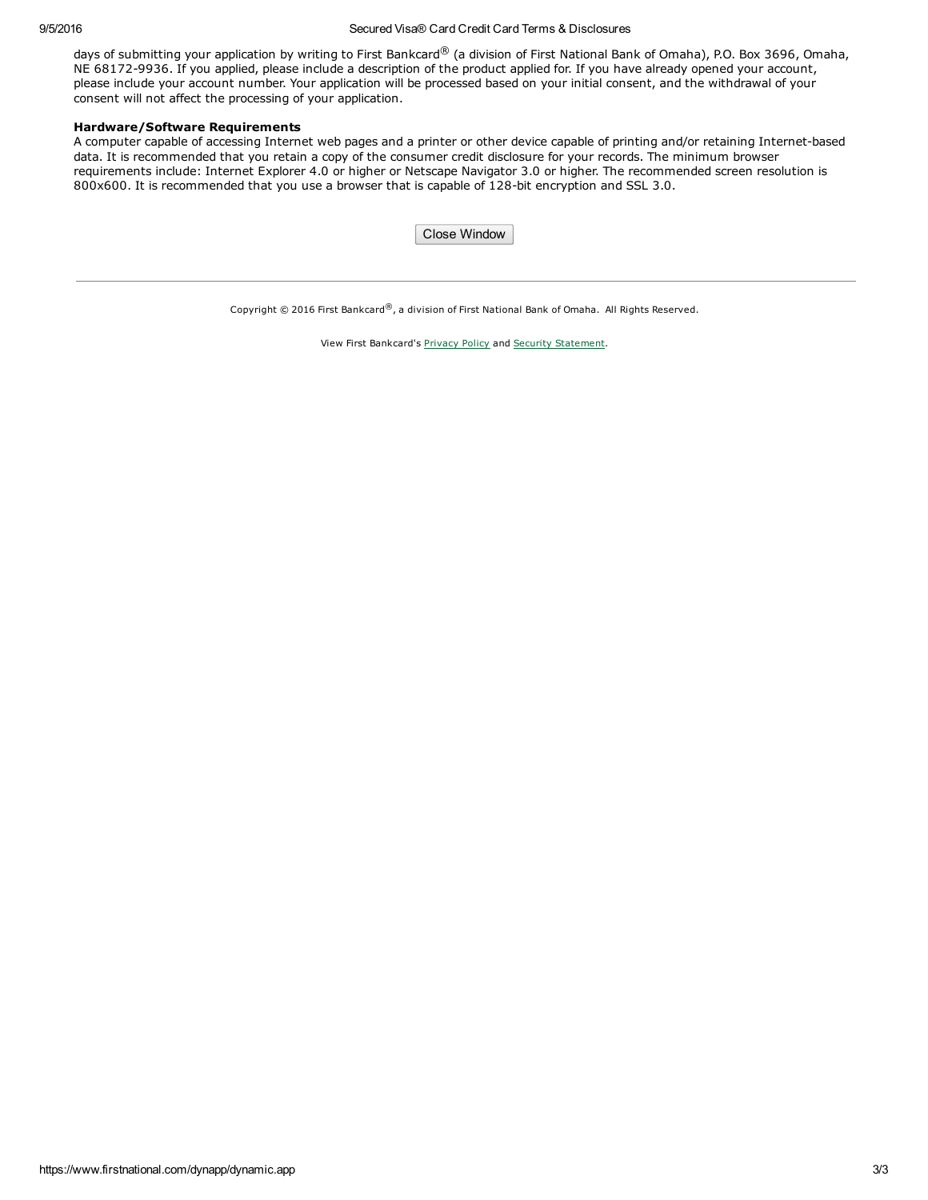days of submitting your application by writing to First Bankcard® (a division of First National Bank of Omaha), P.O. Box 3696, Omaha, NE 68172-9936. If you applied, please include a description of the product applied for. If you have already opened your account, please include your account number. Your application will be processed based on your initial consent, and the withdrawal of your consent will not affect the processing of your application.

**Hardware/Software Requirements**

A computer capable of accessing Internet web pages and a printer or other device capable of printing and/or retaining Internet-based data. It is recommended that you retain a copy of the consumer credit disclosure for your records. The minimum browser requirements include: Internet Explorer 4.0 or higher or Netscape Navigator 3.0 or higher. The recommended screen resolution is 800x600. It is recommended that you use a browser that is capable of 128-bit encryption and SSL 3.0.

Close Window

---

Copyright © 2016 First Bankcard®, a division of First National Bank of Omaha. All Rights Reserved.

View First Bankcard's Privacy Policy and Security Statement.